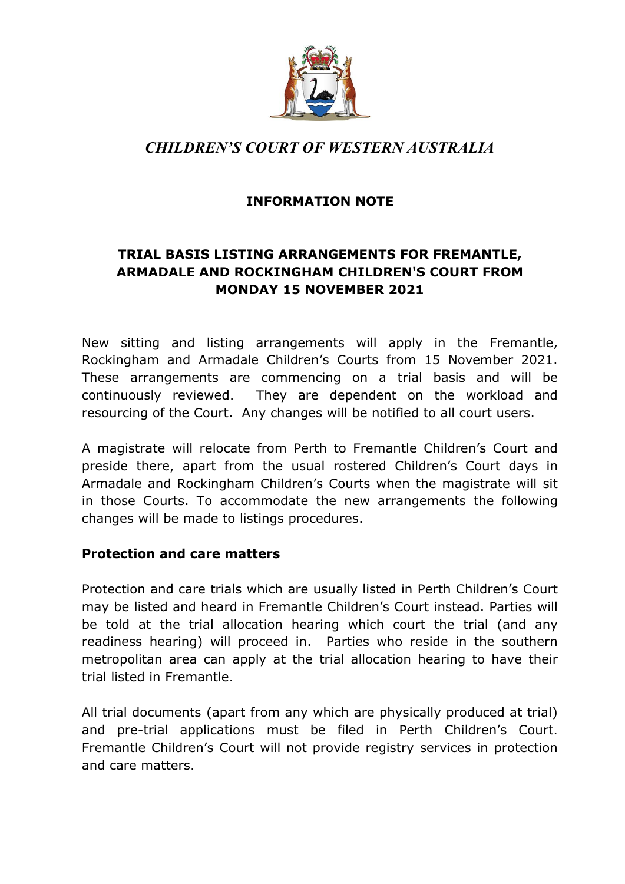*CHILDREN'S COURT OF WESTERN AUSTRALIA*

**INFORMATION NOTE**

**TRIAL BASIS LISTING ARRANGEMENTS FOR FREMANTLE, ARMADALE AND ROCKINGHAM CHILDREN'S COURT FROM MONDAY 15 NOVEMBER 2021**

New sitting and listing arrangements will apply in the Fremantle, Rockingham and Armadale Children's Courts from 15 November 2021. These arrangements are commencing on a trial basis and will be continuously reviewed. They are dependent on the workload and resourcing of the Court. Any changes will be notified to all court users.

A magistrate will relocate from Perth to Fremantle Children's Court and preside there, apart from the usual rostered Children's Court days in Armadale and Rockingham Children's Courts when the magistrate will sit in those Courts. To accommodate the new arrangements the following changes will be made to listings procedures.

**Protection and care matters**

Protection and care trials which are usually listed in Perth Children's Court may be listed and heard in Fremantle Children's Court instead. Parties will be told at the trial allocation hearing which court the trial (and any readiness hearing) will proceed in. Parties who reside in the southern metropolitan area can apply at the trial allocation hearing to have their trial listed in Fremantle.

All trial documents (apart from any which are physically produced at trial) and pre-trial applications must be filed in Perth Children's Court. Fremantle Children's Court will not provide registry services in protection and care matters.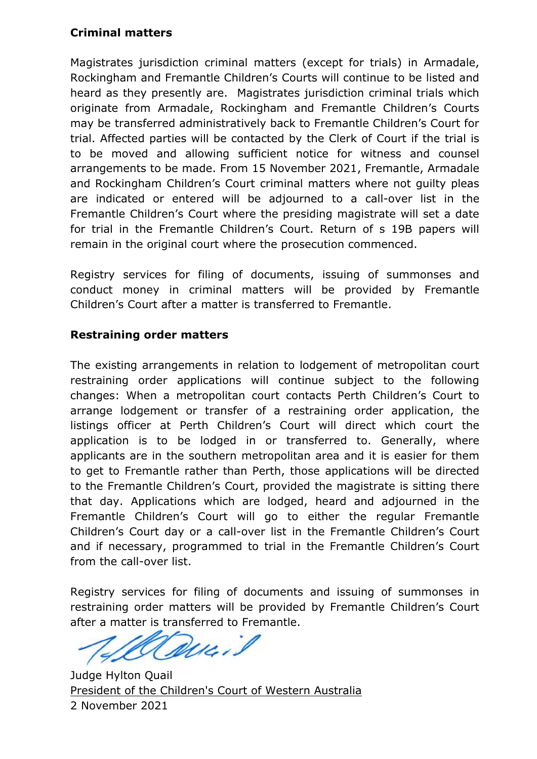**Criminal matters**

Magistrates jurisdiction criminal matters (except for trials) in Armadale, Rockingham and Fremantle Children's Courts will continue to be listed and heard as they presently are. Magistrates jurisdiction criminal trials which originate from Armadale, Rockingham and Fremantle Children's Courts may be transferred administratively back to Fremantle Children's Court for trial. Affected parties will be contacted by the Clerk of Court if the trial is to be moved and allowing sufficient notice for witness and counsel arrangements to be made. From 15 November 2021, Fremantle, Armadale and Rockingham Children's Court criminal matters where not guilty pleas are indicated or entered will be adjourned to a call-over list in the Fremantle Children's Court where the presiding magistrate will set a date for trial in the Fremantle Children's Court. Return of s 19B papers will remain in the original court where the prosecution commenced.

Registry services for filing of documents, issuing of summonses and conduct money in criminal matters will be provided by Fremantle Children's Court after a matter is transferred to Fremantle.

**Restraining order matters**

The existing arrangements in relation to lodgement of metropolitan court restraining order applications will continue subject to the following changes: When a metropolitan court contacts Perth Children's Court to arrange lodgement or transfer of a restraining order application, the listings officer at Perth Children's Court will direct which court the application is to be lodged in or transferred to. Generally, where applicants are in the southern metropolitan area and it is easier for them to get to Fremantle rather than Perth, those applications will be directed to the Fremantle Children's Court, provided the magistrate is sitting there that day. Applications which are lodged, heard and adjourned in the Fremantle Children's Court will go to either the regular Fremantle Children's Court day or a call-over list in the Fremantle Children's Court and if necessary, programmed to trial in the Fremantle Children's Court from the call-over list.

Registry services for filing of documents and issuing of summonses in restraining order matters will be provided by Fremantle Children's Court after a matter is transferred to Fremantle.

Judge Hylton Quail
President of the Children's Court of Western Australia
2 November 2021